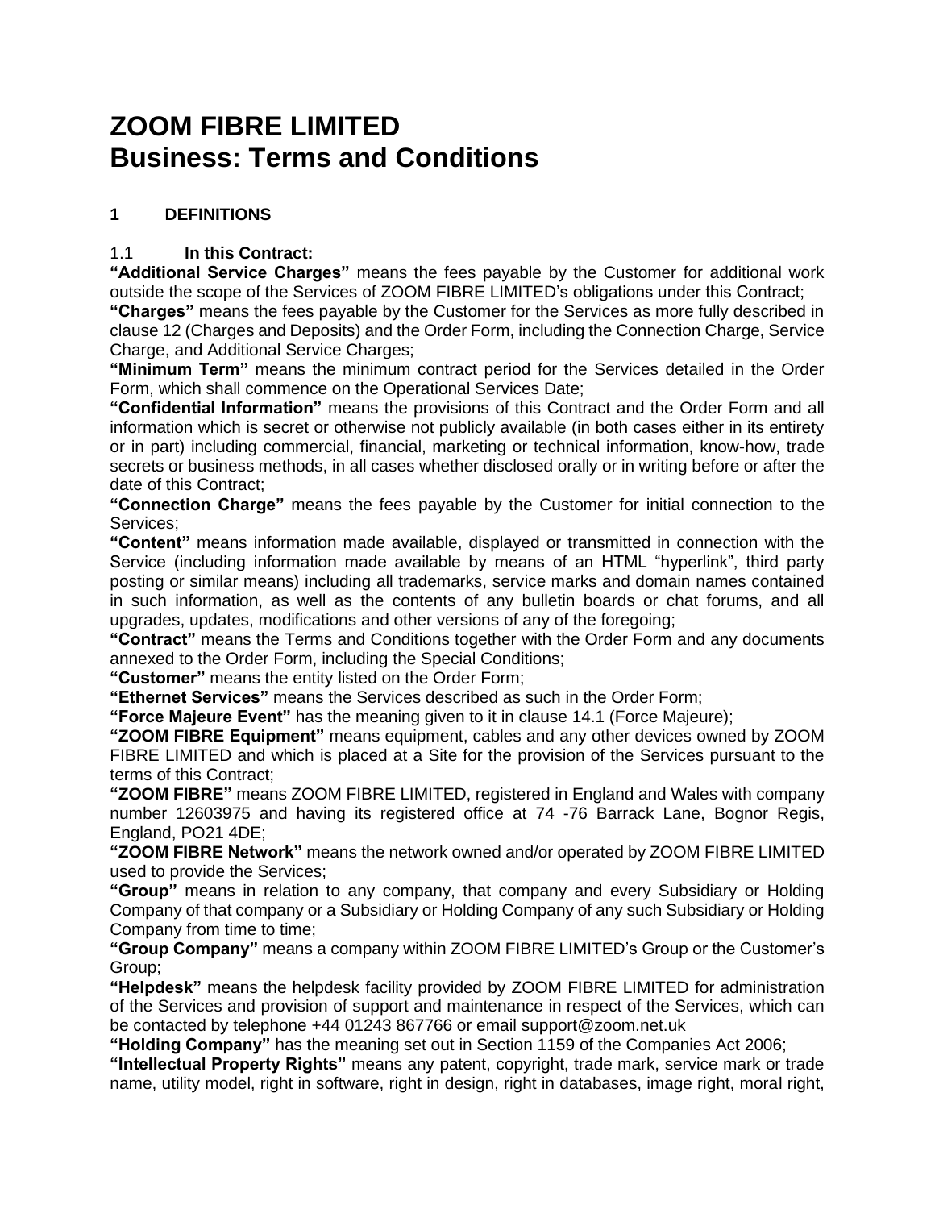# ZOOM FIBRE LIMITED
# Business: Terms and Conditions

## 1 DEFINITIONS

1.1 **In this Contract:**

**"Additional Service Charges"** means the fees payable by the Customer for additional work outside the scope of the Services of ZOOM FIBRE LIMITED's obligations under this Contract;

**"Charges"** means the fees payable by the Customer for the Services as more fully described in clause 12 (Charges and Deposits) and the Order Form, including the Connection Charge, Service Charge, and Additional Service Charges;

**"Minimum Term"** means the minimum contract period for the Services detailed in the Order Form, which shall commence on the Operational Services Date;

**"Confidential Information"** means the provisions of this Contract and the Order Form and all information which is secret or otherwise not publicly available (in both cases either in its entirety or in part) including commercial, financial, marketing or technical information, know-how, trade secrets or business methods, in all cases whether disclosed orally or in writing before or after the date of this Contract;

**"Connection Charge"** means the fees payable by the Customer for initial connection to the Services;

**"Content"** means information made available, displayed or transmitted in connection with the Service (including information made available by means of an HTML "hyperlink", third party posting or similar means) including all trademarks, service marks and domain names contained in such information, as well as the contents of any bulletin boards or chat forums, and all upgrades, updates, modifications and other versions of any of the foregoing;

**"Contract"** means the Terms and Conditions together with the Order Form and any documents annexed to the Order Form, including the Special Conditions;

**"Customer"** means the entity listed on the Order Form;

**"Ethernet Services"** means the Services described as such in the Order Form;

**"Force Majeure Event"** has the meaning given to it in clause 14.1 (Force Majeure);

**"ZOOM FIBRE Equipment"** means equipment, cables and any other devices owned by ZOOM FIBRE LIMITED and which is placed at a Site for the provision of the Services pursuant to the terms of this Contract;

**"ZOOM FIBRE"** means ZOOM FIBRE LIMITED, registered in England and Wales with company number 12603975 and having its registered office at 74 -76 Barrack Lane, Bognor Regis, England, PO21 4DE;

**"ZOOM FIBRE Network"** means the network owned and/or operated by ZOOM FIBRE LIMITED used to provide the Services;

**"Group"** means in relation to any company, that company and every Subsidiary or Holding Company of that company or a Subsidiary or Holding Company of any such Subsidiary or Holding Company from time to time;

**"Group Company"** means a company within ZOOM FIBRE LIMITED's Group or the Customer's Group;

**"Helpdesk"** means the helpdesk facility provided by ZOOM FIBRE LIMITED for administration of the Services and provision of support and maintenance in respect of the Services, which can be contacted by telephone +44 01243 867766 or email support@zoom.net.uk

**"Holding Company"** has the meaning set out in Section 1159 of the Companies Act 2006;

**"Intellectual Property Rights"** means any patent, copyright, trade mark, service mark or trade name, utility model, right in software, right in design, right in databases, image right, moral right,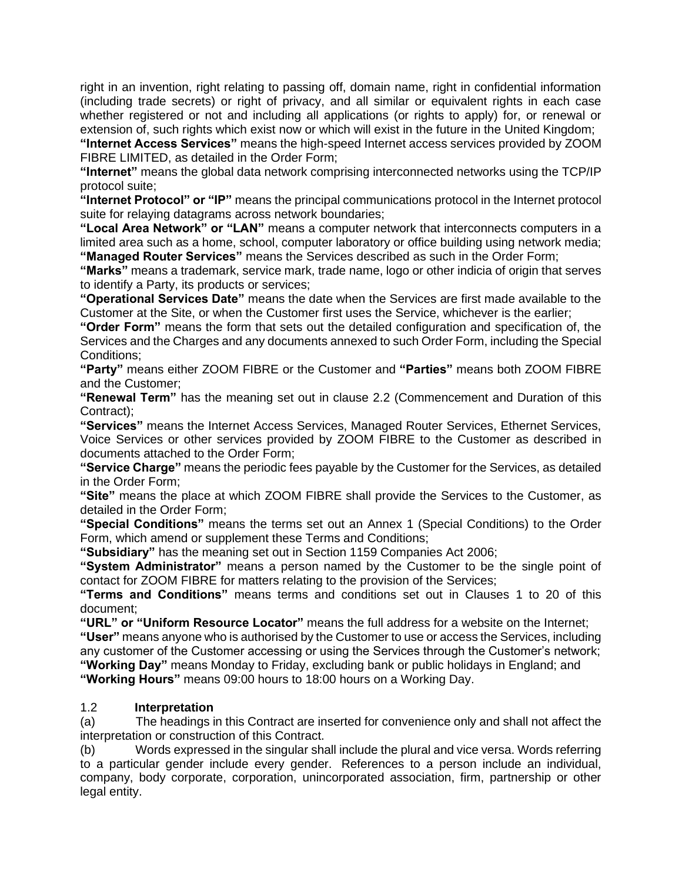right in an invention, right relating to passing off, domain name, right in confidential information (including trade secrets) or right of privacy, and all similar or equivalent rights in each case whether registered or not and including all applications (or rights to apply) for, or renewal or extension of, such rights which exist now or which will exist in the future in the United Kingdom;

**"Internet Access Services"** means the high-speed Internet access services provided by ZOOM FIBRE LIMITED, as detailed in the Order Form;

**"Internet"** means the global data network comprising interconnected networks using the TCP/IP protocol suite;

**"Internet Protocol" or "IP"** means the principal communications protocol in the Internet protocol suite for relaying datagrams across network boundaries;

**"Local Area Network" or "LAN"** means a computer network that interconnects computers in a limited area such as a home, school, computer laboratory or office building using network media;

**"Managed Router Services"** means the Services described as such in the Order Form;

**"Marks"** means a trademark, service mark, trade name, logo or other indicia of origin that serves to identify a Party, its products or services;

**"Operational Services Date"** means the date when the Services are first made available to the Customer at the Site, or when the Customer first uses the Service, whichever is the earlier;

**"Order Form"** means the form that sets out the detailed configuration and specification of, the Services and the Charges and any documents annexed to such Order Form, including the Special Conditions;

**"Party"** means either ZOOM FIBRE or the Customer and **"Parties"** means both ZOOM FIBRE and the Customer;

**"Renewal Term"** has the meaning set out in clause 2.2 (Commencement and Duration of this Contract);

**"Services"** means the Internet Access Services, Managed Router Services, Ethernet Services, Voice Services or other services provided by ZOOM FIBRE to the Customer as described in documents attached to the Order Form;

**"Service Charge"** means the periodic fees payable by the Customer for the Services, as detailed in the Order Form;

**"Site"** means the place at which ZOOM FIBRE shall provide the Services to the Customer, as detailed in the Order Form;

**"Special Conditions"** means the terms set out an Annex 1 (Special Conditions) to the Order Form, which amend or supplement these Terms and Conditions;

**"Subsidiary"** has the meaning set out in Section 1159 Companies Act 2006;

**"System Administrator"** means a person named by the Customer to be the single point of contact for ZOOM FIBRE for matters relating to the provision of the Services;

**"Terms and Conditions"** means terms and conditions set out in Clauses 1 to 20 of this document;

**"URL" or "Uniform Resource Locator"** means the full address for a website on the Internet;

**"User"** means anyone who is authorised by the Customer to use or access the Services, including any customer of the Customer accessing or using the Services through the Customer's network;

**"Working Day"** means Monday to Friday, excluding bank or public holidays in England; and

**"Working Hours"** means 09:00 hours to 18:00 hours on a Working Day.

1.2 **Interpretation**

(a) The headings in this Contract are inserted for convenience only and shall not affect the interpretation or construction of this Contract.

(b) Words expressed in the singular shall include the plural and vice versa. Words referring to a particular gender include every gender. References to a person include an individual, company, body corporate, corporation, unincorporated association, firm, partnership or other legal entity.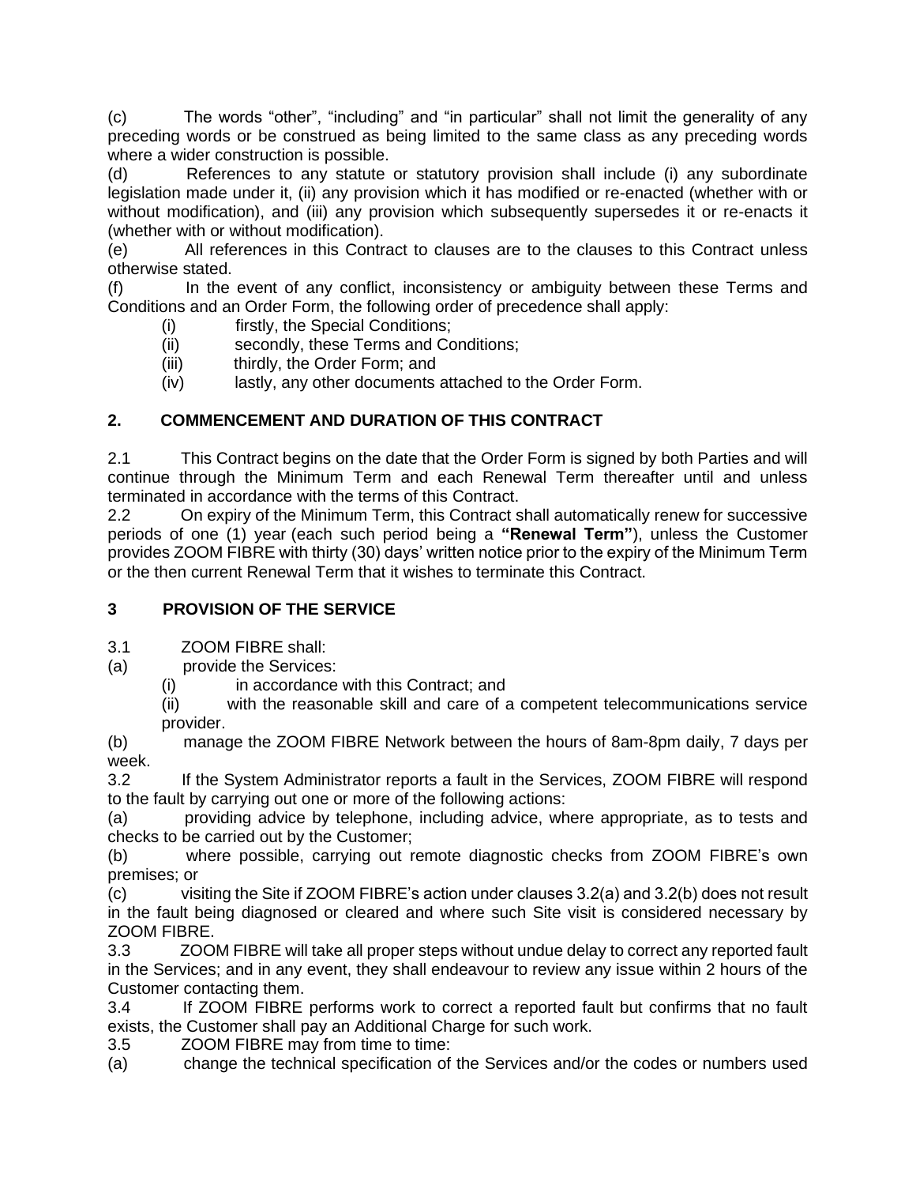(c) The words "other", "including" and "in particular" shall not limit the generality of any preceding words or be construed as being limited to the same class as any preceding words where a wider construction is possible.

(d) References to any statute or statutory provision shall include (i) any subordinate legislation made under it, (ii) any provision which it has modified or re-enacted (whether with or without modification), and (iii) any provision which subsequently supersedes it or re-enacts it (whether with or without modification).

(e) All references in this Contract to clauses are to the clauses to this Contract unless otherwise stated.

(f) In the event of any conflict, inconsistency or ambiguity between these Terms and Conditions and an Order Form, the following order of precedence shall apply:

(i) firstly, the Special Conditions;

(ii) secondly, these Terms and Conditions;

(iii) thirdly, the Order Form; and

(iv) lastly, any other documents attached to the Order Form.

## 2. COMMENCEMENT AND DURATION OF THIS CONTRACT

2.1 This Contract begins on the date that the Order Form is signed by both Parties and will continue through the Minimum Term and each Renewal Term thereafter until and unless terminated in accordance with the terms of this Contract.

2.2 On expiry of the Minimum Term, this Contract shall automatically renew for successive periods of one (1) year (each such period being a **"Renewal Term"**), unless the Customer provides ZOOM FIBRE with thirty (30) days' written notice prior to the expiry of the Minimum Term or the then current Renewal Term that it wishes to terminate this Contract.

## 3 PROVISION OF THE SERVICE

3.1 ZOOM FIBRE shall:

(a) provide the Services:

(i) in accordance with this Contract; and

(ii) with the reasonable skill and care of a competent telecommunications service provider.

(b) manage the ZOOM FIBRE Network between the hours of 8am-8pm daily, 7 days per week.

3.2 If the System Administrator reports a fault in the Services, ZOOM FIBRE will respond to the fault by carrying out one or more of the following actions:

(a) providing advice by telephone, including advice, where appropriate, as to tests and checks to be carried out by the Customer;

(b) where possible, carrying out remote diagnostic checks from ZOOM FIBRE's own premises; or

(c) visiting the Site if ZOOM FIBRE's action under clauses 3.2(a) and 3.2(b) does not result in the fault being diagnosed or cleared and where such Site visit is considered necessary by ZOOM FIBRE.

3.3 ZOOM FIBRE will take all proper steps without undue delay to correct any reported fault in the Services; and in any event, they shall endeavour to review any issue within 2 hours of the Customer contacting them.

3.4 If ZOOM FIBRE performs work to correct a reported fault but confirms that no fault exists, the Customer shall pay an Additional Charge for such work.

3.5 ZOOM FIBRE may from time to time:

(a) change the technical specification of the Services and/or the codes or numbers used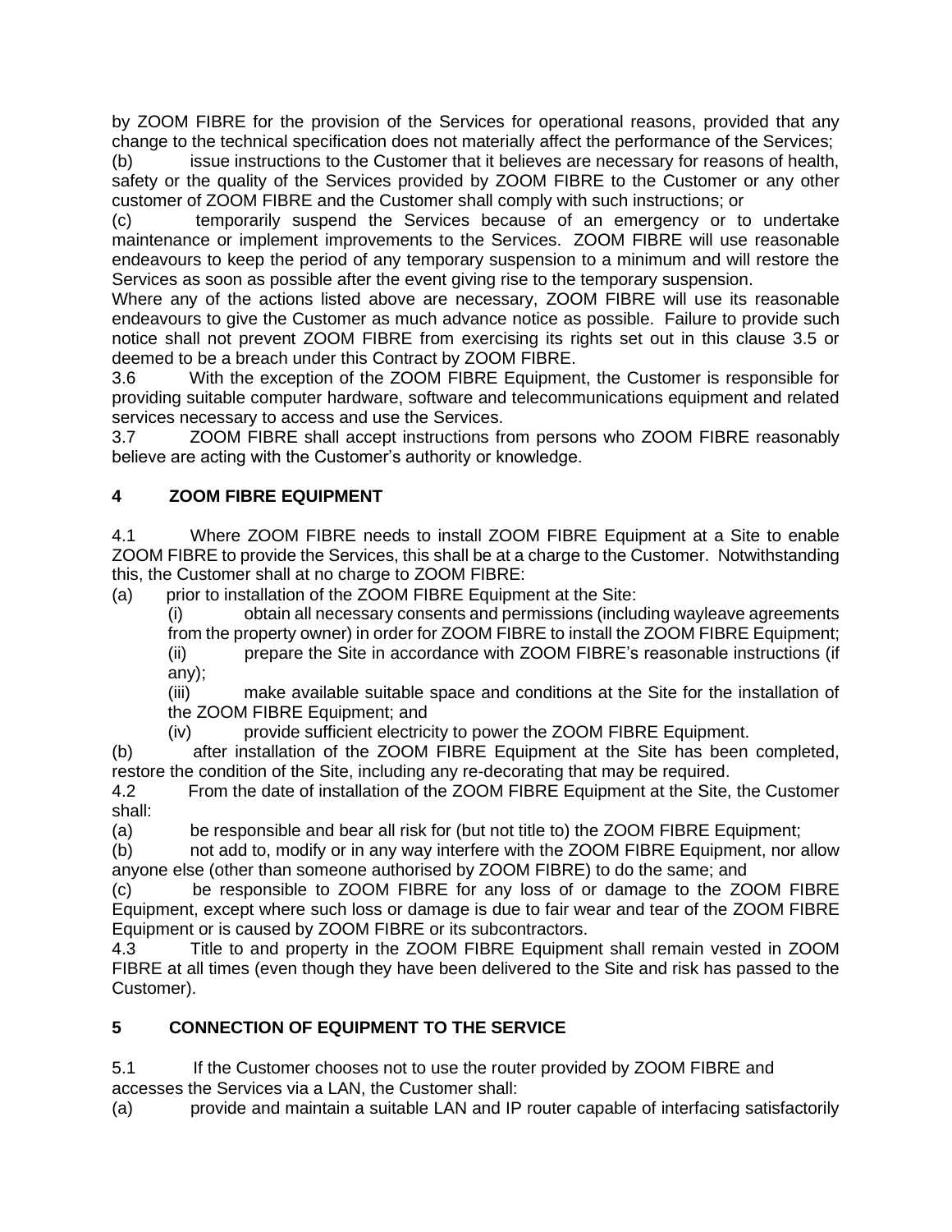by ZOOM FIBRE for the provision of the Services for operational reasons, provided that any change to the technical specification does not materially affect the performance of the Services;

(b) issue instructions to the Customer that it believes are necessary for reasons of health, safety or the quality of the Services provided by ZOOM FIBRE to the Customer or any other customer of ZOOM FIBRE and the Customer shall comply with such instructions; or

(c) temporarily suspend the Services because of an emergency or to undertake maintenance or implement improvements to the Services. ZOOM FIBRE will use reasonable endeavours to keep the period of any temporary suspension to a minimum and will restore the Services as soon as possible after the event giving rise to the temporary suspension.

Where any of the actions listed above are necessary, ZOOM FIBRE will use its reasonable endeavours to give the Customer as much advance notice as possible. Failure to provide such notice shall not prevent ZOOM FIBRE from exercising its rights set out in this clause 3.5 or deemed to be a breach under this Contract by ZOOM FIBRE.

3.6 With the exception of the ZOOM FIBRE Equipment, the Customer is responsible for providing suitable computer hardware, software and telecommunications equipment and related services necessary to access and use the Services.

3.7 ZOOM FIBRE shall accept instructions from persons who ZOOM FIBRE reasonably believe are acting with the Customer's authority or knowledge.

## 4 ZOOM FIBRE EQUIPMENT

4.1 Where ZOOM FIBRE needs to install ZOOM FIBRE Equipment at a Site to enable ZOOM FIBRE to provide the Services, this shall be at a charge to the Customer. Notwithstanding this, the Customer shall at no charge to ZOOM FIBRE:

(a) prior to installation of the ZOOM FIBRE Equipment at the Site:

(i) obtain all necessary consents and permissions (including wayleave agreements from the property owner) in order for ZOOM FIBRE to install the ZOOM FIBRE Equipment;

(ii) prepare the Site in accordance with ZOOM FIBRE's reasonable instructions (if any);

(iii) make available suitable space and conditions at the Site for the installation of the ZOOM FIBRE Equipment; and

(iv) provide sufficient electricity to power the ZOOM FIBRE Equipment.

(b) after installation of the ZOOM FIBRE Equipment at the Site has been completed, restore the condition of the Site, including any re-decorating that may be required.

4.2 From the date of installation of the ZOOM FIBRE Equipment at the Site, the Customer shall:

(a) be responsible and bear all risk for (but not title to) the ZOOM FIBRE Equipment;

(b) not add to, modify or in any way interfere with the ZOOM FIBRE Equipment, nor allow anyone else (other than someone authorised by ZOOM FIBRE) to do the same; and

(c) be responsible to ZOOM FIBRE for any loss of or damage to the ZOOM FIBRE Equipment, except where such loss or damage is due to fair wear and tear of the ZOOM FIBRE Equipment or is caused by ZOOM FIBRE or its subcontractors.

4.3 Title to and property in the ZOOM FIBRE Equipment shall remain vested in ZOOM FIBRE at all times (even though they have been delivered to the Site and risk has passed to the Customer).

## 5 CONNECTION OF EQUIPMENT TO THE SERVICE

5.1 If the Customer chooses not to use the router provided by ZOOM FIBRE and accesses the Services via a LAN, the Customer shall:

(a) provide and maintain a suitable LAN and IP router capable of interfacing satisfactorily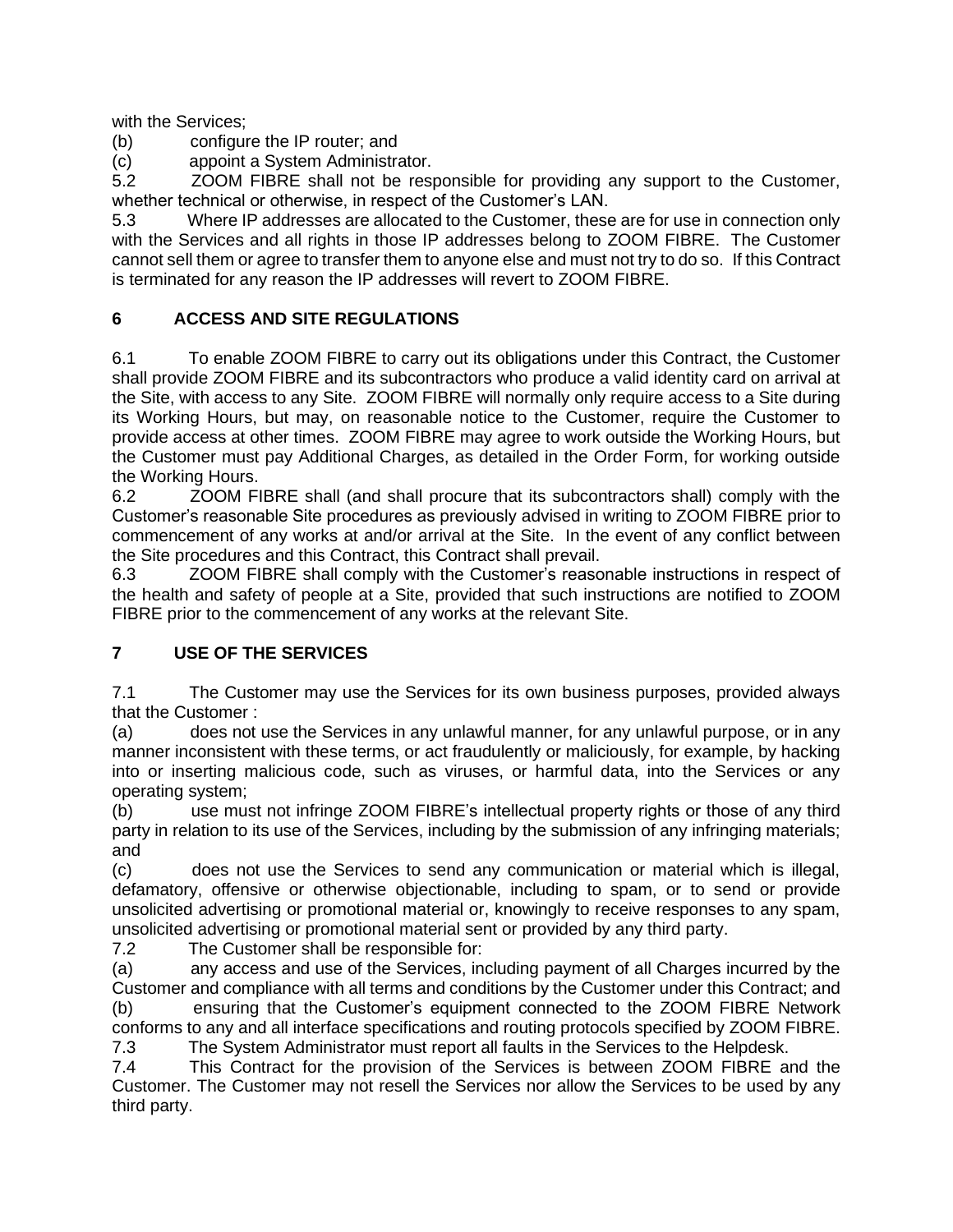with the Services;

(b) configure the IP router; and

(c) appoint a System Administrator.

5.2 ZOOM FIBRE shall not be responsible for providing any support to the Customer, whether technical or otherwise, in respect of the Customer's LAN.

5.3 Where IP addresses are allocated to the Customer, these are for use in connection only with the Services and all rights in those IP addresses belong to ZOOM FIBRE. The Customer cannot sell them or agree to transfer them to anyone else and must not try to do so. If this Contract is terminated for any reason the IP addresses will revert to ZOOM FIBRE.

## 6 ACCESS AND SITE REGULATIONS

6.1 To enable ZOOM FIBRE to carry out its obligations under this Contract, the Customer shall provide ZOOM FIBRE and its subcontractors who produce a valid identity card on arrival at the Site, with access to any Site. ZOOM FIBRE will normally only require access to a Site during its Working Hours, but may, on reasonable notice to the Customer, require the Customer to provide access at other times. ZOOM FIBRE may agree to work outside the Working Hours, but the Customer must pay Additional Charges, as detailed in the Order Form, for working outside the Working Hours.

6.2 ZOOM FIBRE shall (and shall procure that its subcontractors shall) comply with the Customer's reasonable Site procedures as previously advised in writing to ZOOM FIBRE prior to commencement of any works at and/or arrival at the Site. In the event of any conflict between the Site procedures and this Contract, this Contract shall prevail.

6.3 ZOOM FIBRE shall comply with the Customer's reasonable instructions in respect of the health and safety of people at a Site, provided that such instructions are notified to ZOOM FIBRE prior to the commencement of any works at the relevant Site.

## 7 USE OF THE SERVICES

7.1 The Customer may use the Services for its own business purposes, provided always that the Customer :

(a) does not use the Services in any unlawful manner, for any unlawful purpose, or in any manner inconsistent with these terms, or act fraudulently or maliciously, for example, by hacking into or inserting malicious code, such as viruses, or harmful data, into the Services or any operating system;

(b) use must not infringe ZOOM FIBRE's intellectual property rights or those of any third party in relation to its use of the Services, including by the submission of any infringing materials; and

(c) does not use the Services to send any communication or material which is illegal, defamatory, offensive or otherwise objectionable, including to spam, or to send or provide unsolicited advertising or promotional material or, knowingly to receive responses to any spam, unsolicited advertising or promotional material sent or provided by any third party.

7.2 The Customer shall be responsible for:

(a) any access and use of the Services, including payment of all Charges incurred by the Customer and compliance with all terms and conditions by the Customer under this Contract; and

(b) ensuring that the Customer's equipment connected to the ZOOM FIBRE Network conforms to any and all interface specifications and routing protocols specified by ZOOM FIBRE.

7.3 The System Administrator must report all faults in the Services to the Helpdesk.

7.4 This Contract for the provision of the Services is between ZOOM FIBRE and the Customer. The Customer may not resell the Services nor allow the Services to be used by any third party.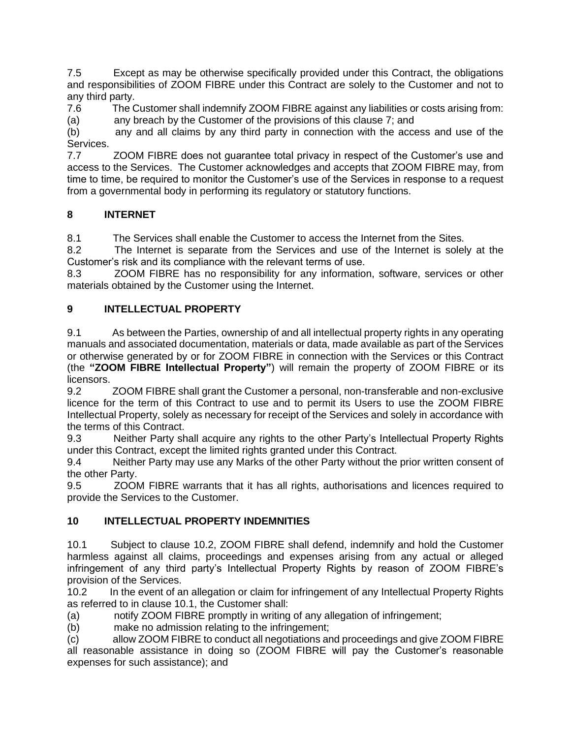7.5 Except as may be otherwise specifically provided under this Contract, the obligations and responsibilities of ZOOM FIBRE under this Contract are solely to the Customer and not to any third party.

7.6 The Customer shall indemnify ZOOM FIBRE against any liabilities or costs arising from:

(a) any breach by the Customer of the provisions of this clause 7; and

(b) any and all claims by any third party in connection with the access and use of the Services.

7.7 ZOOM FIBRE does not guarantee total privacy in respect of the Customer's use and access to the Services. The Customer acknowledges and accepts that ZOOM FIBRE may, from time to time, be required to monitor the Customer's use of the Services in response to a request from a governmental body in performing its regulatory or statutory functions.

## 8 INTERNET

8.1 The Services shall enable the Customer to access the Internet from the Sites.

8.2 The Internet is separate from the Services and use of the Internet is solely at the Customer's risk and its compliance with the relevant terms of use.

8.3 ZOOM FIBRE has no responsibility for any information, software, services or other materials obtained by the Customer using the Internet.

## 9 INTELLECTUAL PROPERTY

9.1 As between the Parties, ownership of and all intellectual property rights in any operating manuals and associated documentation, materials or data, made available as part of the Services or otherwise generated by or for ZOOM FIBRE in connection with the Services or this Contract (the **"ZOOM FIBRE Intellectual Property"**) will remain the property of ZOOM FIBRE or its licensors.

9.2 ZOOM FIBRE shall grant the Customer a personal, non-transferable and non-exclusive licence for the term of this Contract to use and to permit its Users to use the ZOOM FIBRE Intellectual Property, solely as necessary for receipt of the Services and solely in accordance with the terms of this Contract.

9.3 Neither Party shall acquire any rights to the other Party's Intellectual Property Rights under this Contract, except the limited rights granted under this Contract.

9.4 Neither Party may use any Marks of the other Party without the prior written consent of the other Party.

9.5 ZOOM FIBRE warrants that it has all rights, authorisations and licences required to provide the Services to the Customer.

## 10 INTELLECTUAL PROPERTY INDEMNITIES

10.1 Subject to clause 10.2, ZOOM FIBRE shall defend, indemnify and hold the Customer harmless against all claims, proceedings and expenses arising from any actual or alleged infringement of any third party's Intellectual Property Rights by reason of ZOOM FIBRE's provision of the Services.

10.2 In the event of an allegation or claim for infringement of any Intellectual Property Rights as referred to in clause 10.1, the Customer shall:

(a) notify ZOOM FIBRE promptly in writing of any allegation of infringement;

(b) make no admission relating to the infringement;

(c) allow ZOOM FIBRE to conduct all negotiations and proceedings and give ZOOM FIBRE all reasonable assistance in doing so (ZOOM FIBRE will pay the Customer's reasonable expenses for such assistance); and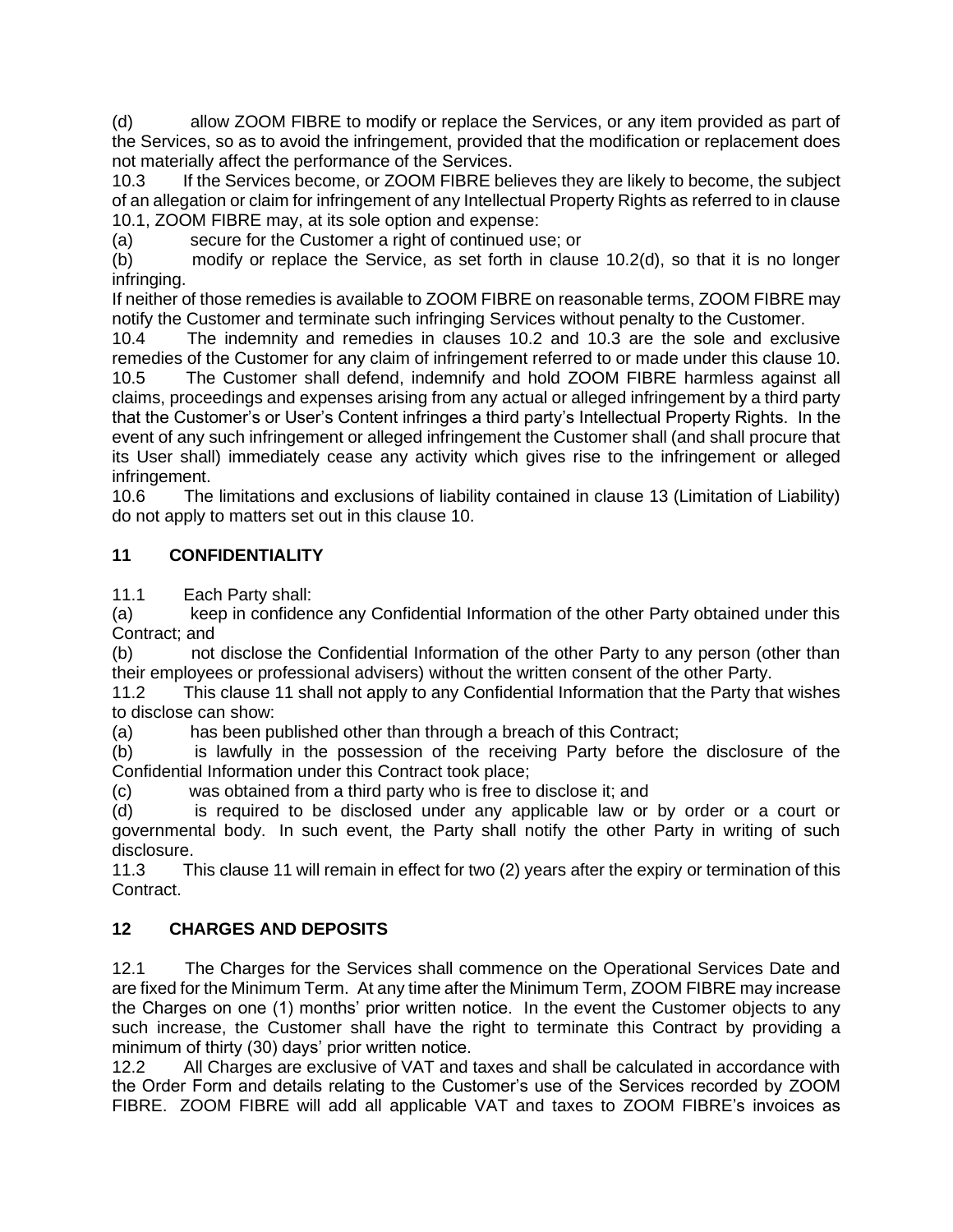(d) allow ZOOM FIBRE to modify or replace the Services, or any item provided as part of the Services, so as to avoid the infringement, provided that the modification or replacement does not materially affect the performance of the Services.

10.3 If the Services become, or ZOOM FIBRE believes they are likely to become, the subject of an allegation or claim for infringement of any Intellectual Property Rights as referred to in clause 10.1, ZOOM FIBRE may, at its sole option and expense:

(a) secure for the Customer a right of continued use; or

(b) modify or replace the Service, as set forth in clause 10.2(d), so that it is no longer infringing.

If neither of those remedies is available to ZOOM FIBRE on reasonable terms, ZOOM FIBRE may notify the Customer and terminate such infringing Services without penalty to the Customer.

10.4 The indemnity and remedies in clauses 10.2 and 10.3 are the sole and exclusive remedies of the Customer for any claim of infringement referred to or made under this clause 10.

10.5 The Customer shall defend, indemnify and hold ZOOM FIBRE harmless against all claims, proceedings and expenses arising from any actual or alleged infringement by a third party that the Customer's or User's Content infringes a third party's Intellectual Property Rights. In the event of any such infringement or alleged infringement the Customer shall (and shall procure that its User shall) immediately cease any activity which gives rise to the infringement or alleged infringement.

10.6 The limitations and exclusions of liability contained in clause 13 (Limitation of Liability) do not apply to matters set out in this clause 10.

## 11 CONFIDENTIALITY

11.1 Each Party shall:

(a) keep in confidence any Confidential Information of the other Party obtained under this Contract; and

(b) not disclose the Confidential Information of the other Party to any person (other than their employees or professional advisers) without the written consent of the other Party.

11.2 This clause 11 shall not apply to any Confidential Information that the Party that wishes to disclose can show:

(a) has been published other than through a breach of this Contract;

(b) is lawfully in the possession of the receiving Party before the disclosure of the Confidential Information under this Contract took place;

(c) was obtained from a third party who is free to disclose it; and

(d) is required to be disclosed under any applicable law or by order or a court or governmental body. In such event, the Party shall notify the other Party in writing of such disclosure.

11.3 This clause 11 will remain in effect for two (2) years after the expiry or termination of this Contract.

## 12 CHARGES AND DEPOSITS

12.1 The Charges for the Services shall commence on the Operational Services Date and are fixed for the Minimum Term. At any time after the Minimum Term, ZOOM FIBRE may increase the Charges on one (1) months' prior written notice. In the event the Customer objects to any such increase, the Customer shall have the right to terminate this Contract by providing a minimum of thirty (30) days' prior written notice.

12.2 All Charges are exclusive of VAT and taxes and shall be calculated in accordance with the Order Form and details relating to the Customer's use of the Services recorded by ZOOM FIBRE. ZOOM FIBRE will add all applicable VAT and taxes to ZOOM FIBRE's invoices as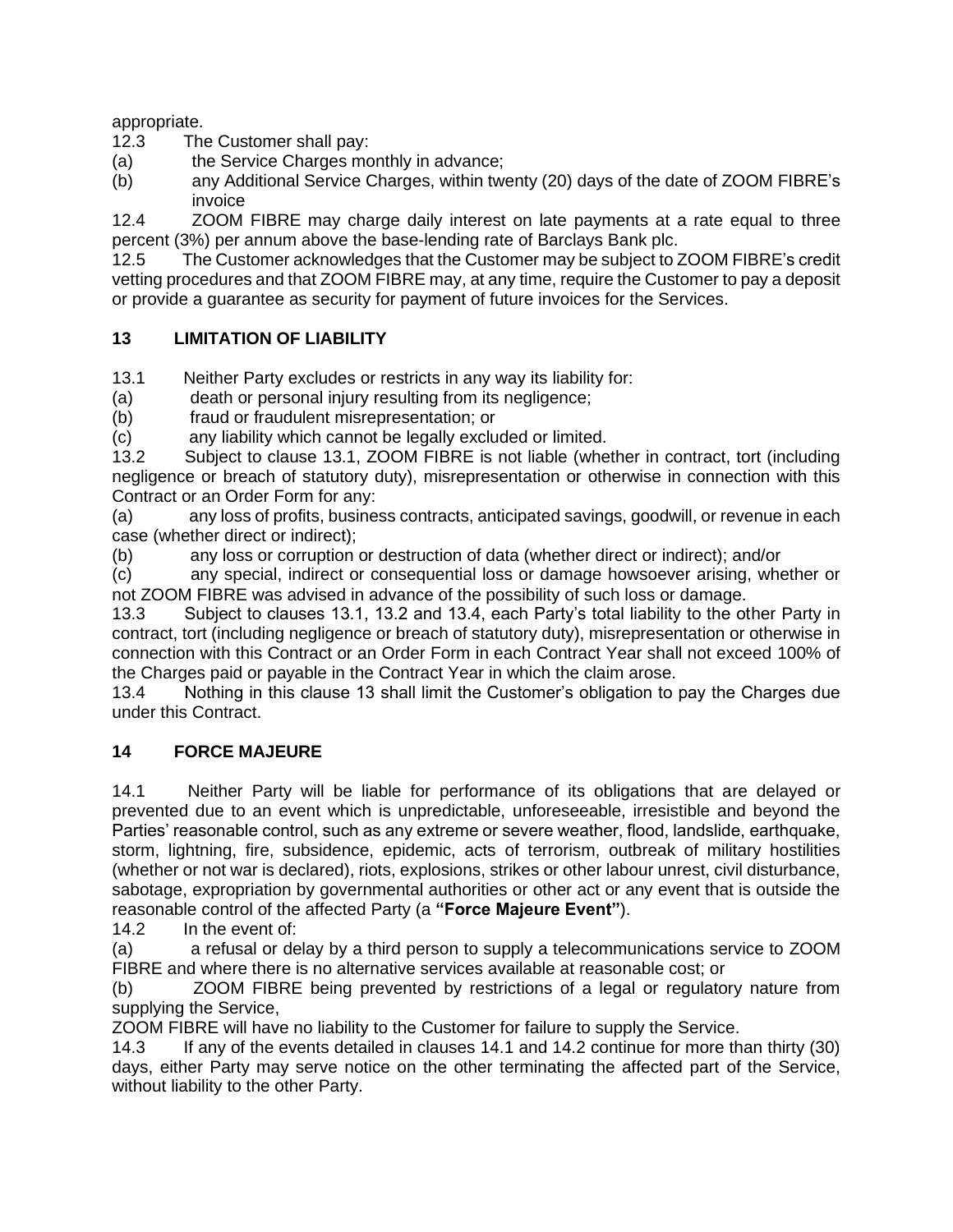appropriate.

12.3 The Customer shall pay:

(a) the Service Charges monthly in advance;

(b) any Additional Service Charges, within twenty (20) days of the date of ZOOM FIBRE's invoice

12.4 ZOOM FIBRE may charge daily interest on late payments at a rate equal to three percent (3%) per annum above the base-lending rate of Barclays Bank plc.

12.5 The Customer acknowledges that the Customer may be subject to ZOOM FIBRE's credit vetting procedures and that ZOOM FIBRE may, at any time, require the Customer to pay a deposit or provide a guarantee as security for payment of future invoices for the Services.

## 13 LIMITATION OF LIABILITY

13.1 Neither Party excludes or restricts in any way its liability for:

(a) death or personal injury resulting from its negligence;

(b) fraud or fraudulent misrepresentation; or

(c) any liability which cannot be legally excluded or limited.

13.2 Subject to clause 13.1, ZOOM FIBRE is not liable (whether in contract, tort (including negligence or breach of statutory duty), misrepresentation or otherwise in connection with this Contract or an Order Form for any:

(a) any loss of profits, business contracts, anticipated savings, goodwill, or revenue in each case (whether direct or indirect);

(b) any loss or corruption or destruction of data (whether direct or indirect); and/or

(c) any special, indirect or consequential loss or damage howsoever arising, whether or not ZOOM FIBRE was advised in advance of the possibility of such loss or damage.

13.3 Subject to clauses 13.1, 13.2 and 13.4, each Party's total liability to the other Party in contract, tort (including negligence or breach of statutory duty), misrepresentation or otherwise in connection with this Contract or an Order Form in each Contract Year shall not exceed 100% of the Charges paid or payable in the Contract Year in which the claim arose.

13.4 Nothing in this clause 13 shall limit the Customer's obligation to pay the Charges due under this Contract.

## 14 FORCE MAJEURE

14.1 Neither Party will be liable for performance of its obligations that are delayed or prevented due to an event which is unpredictable, unforeseeable, irresistible and beyond the Parties' reasonable control, such as any extreme or severe weather, flood, landslide, earthquake, storm, lightning, fire, subsidence, epidemic, acts of terrorism, outbreak of military hostilities (whether or not war is declared), riots, explosions, strikes or other labour unrest, civil disturbance, sabotage, expropriation by governmental authorities or other act or any event that is outside the reasonable control of the affected Party (a **"Force Majeure Event"**).

14.2 In the event of:

(a) a refusal or delay by a third person to supply a telecommunications service to ZOOM FIBRE and where there is no alternative services available at reasonable cost; or

(b) ZOOM FIBRE being prevented by restrictions of a legal or regulatory nature from supplying the Service,

ZOOM FIBRE will have no liability to the Customer for failure to supply the Service.

14.3 If any of the events detailed in clauses 14.1 and 14.2 continue for more than thirty (30) days, either Party may serve notice on the other terminating the affected part of the Service, without liability to the other Party.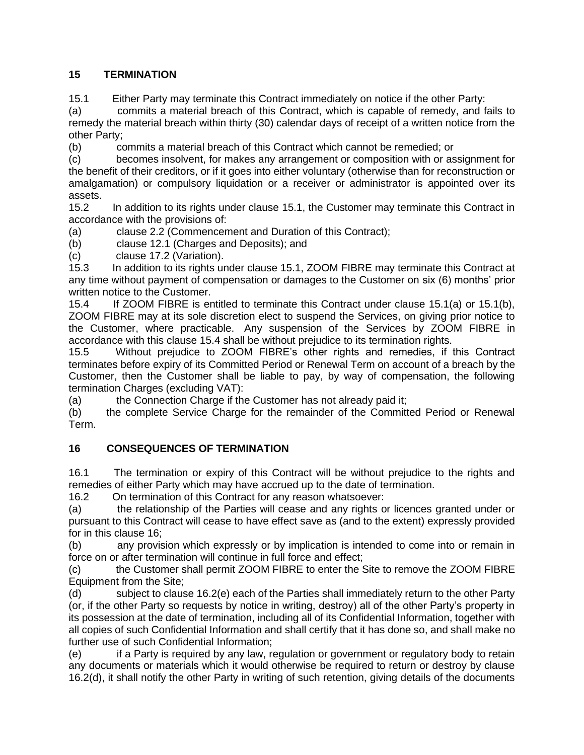## 15 TERMINATION

15.1 Either Party may terminate this Contract immediately on notice if the other Party:

(a) commits a material breach of this Contract, which is capable of remedy, and fails to remedy the material breach within thirty (30) calendar days of receipt of a written notice from the other Party;

(b) commits a material breach of this Contract which cannot be remedied; or

(c) becomes insolvent, for makes any arrangement or composition with or assignment for the benefit of their creditors, or if it goes into either voluntary (otherwise than for reconstruction or amalgamation) or compulsory liquidation or a receiver or administrator is appointed over its assets.

15.2 In addition to its rights under clause 15.1, the Customer may terminate this Contract in accordance with the provisions of:

(a) clause 2.2 (Commencement and Duration of this Contract);

(b) clause 12.1 (Charges and Deposits); and

(c) clause 17.2 (Variation).

15.3 In addition to its rights under clause 15.1, ZOOM FIBRE may terminate this Contract at any time without payment of compensation or damages to the Customer on six (6) months' prior written notice to the Customer.

15.4 If ZOOM FIBRE is entitled to terminate this Contract under clause 15.1(a) or 15.1(b), ZOOM FIBRE may at its sole discretion elect to suspend the Services, on giving prior notice to the Customer, where practicable. Any suspension of the Services by ZOOM FIBRE in accordance with this clause 15.4 shall be without prejudice to its termination rights.

15.5 Without prejudice to ZOOM FIBRE's other rights and remedies, if this Contract terminates before expiry of its Committed Period or Renewal Term on account of a breach by the Customer, then the Customer shall be liable to pay, by way of compensation, the following termination Charges (excluding VAT):

(a) the Connection Charge if the Customer has not already paid it;

(b) the complete Service Charge for the remainder of the Committed Period or Renewal Term.

## 16 CONSEQUENCES OF TERMINATION

16.1 The termination or expiry of this Contract will be without prejudice to the rights and remedies of either Party which may have accrued up to the date of termination.

16.2 On termination of this Contract for any reason whatsoever:

(a) the relationship of the Parties will cease and any rights or licences granted under or pursuant to this Contract will cease to have effect save as (and to the extent) expressly provided for in this clause 16;

(b) any provision which expressly or by implication is intended to come into or remain in force on or after termination will continue in full force and effect;

(c) the Customer shall permit ZOOM FIBRE to enter the Site to remove the ZOOM FIBRE Equipment from the Site;

(d) subject to clause 16.2(e) each of the Parties shall immediately return to the other Party (or, if the other Party so requests by notice in writing, destroy) all of the other Party's property in its possession at the date of termination, including all of its Confidential Information, together with all copies of such Confidential Information and shall certify that it has done so, and shall make no further use of such Confidential Information;

(e) if a Party is required by any law, regulation or government or regulatory body to retain any documents or materials which it would otherwise be required to return or destroy by clause 16.2(d), it shall notify the other Party in writing of such retention, giving details of the documents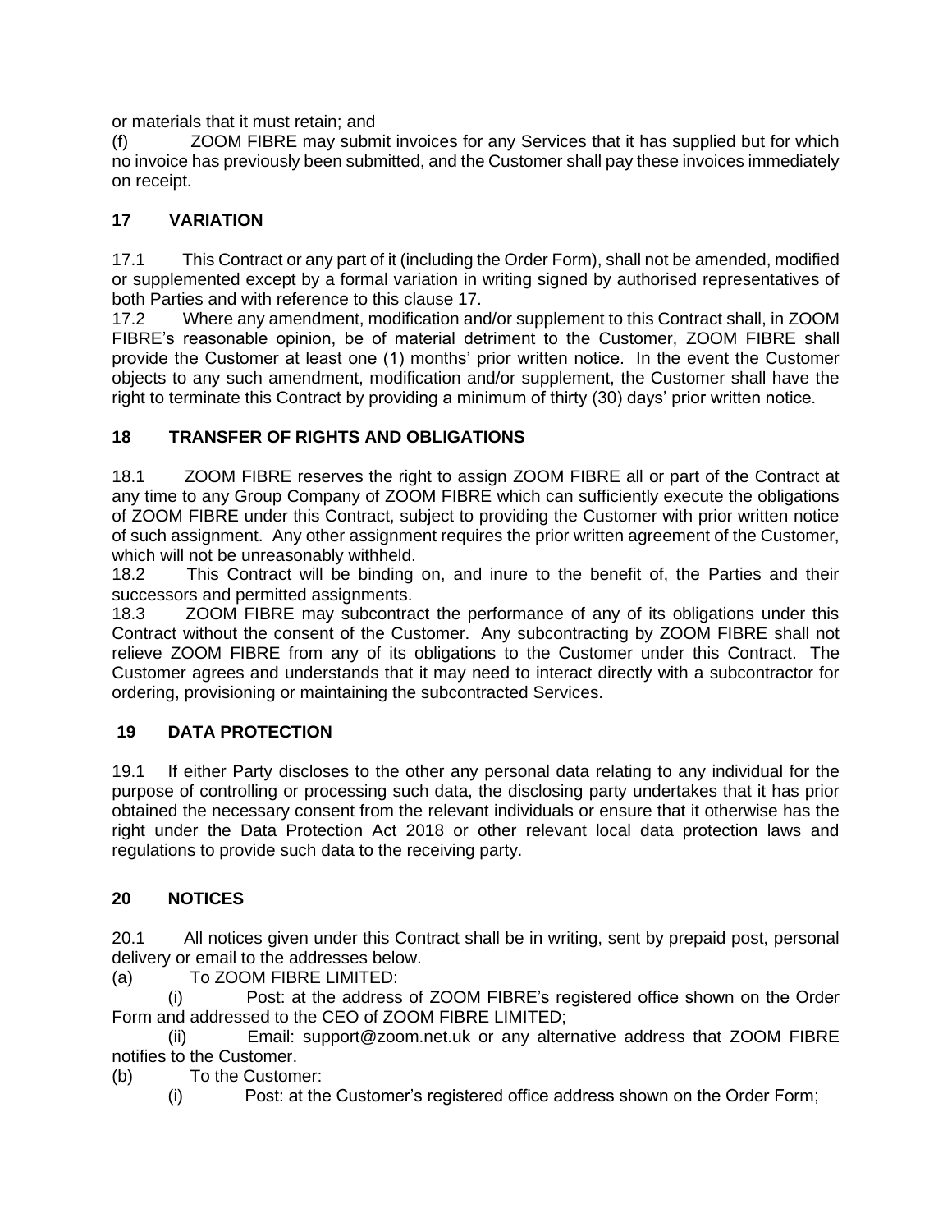or materials that it must retain; and

(f) ZOOM FIBRE may submit invoices for any Services that it has supplied but for which no invoice has previously been submitted, and the Customer shall pay these invoices immediately on receipt.

## 17 VARIATION

17.1 This Contract or any part of it (including the Order Form), shall not be amended, modified or supplemented except by a formal variation in writing signed by authorised representatives of both Parties and with reference to this clause 17.

17.2 Where any amendment, modification and/or supplement to this Contract shall, in ZOOM FIBRE's reasonable opinion, be of material detriment to the Customer, ZOOM FIBRE shall provide the Customer at least one (1) months' prior written notice. In the event the Customer objects to any such amendment, modification and/or supplement, the Customer shall have the right to terminate this Contract by providing a minimum of thirty (30) days' prior written notice.

## 18 TRANSFER OF RIGHTS AND OBLIGATIONS

18.1 ZOOM FIBRE reserves the right to assign ZOOM FIBRE all or part of the Contract at any time to any Group Company of ZOOM FIBRE which can sufficiently execute the obligations of ZOOM FIBRE under this Contract, subject to providing the Customer with prior written notice of such assignment. Any other assignment requires the prior written agreement of the Customer, which will not be unreasonably withheld.

18.2 This Contract will be binding on, and inure to the benefit of, the Parties and their successors and permitted assignments.

18.3 ZOOM FIBRE may subcontract the performance of any of its obligations under this Contract without the consent of the Customer. Any subcontracting by ZOOM FIBRE shall not relieve ZOOM FIBRE from any of its obligations to the Customer under this Contract. The Customer agrees and understands that it may need to interact directly with a subcontractor for ordering, provisioning or maintaining the subcontracted Services.

## 19 DATA PROTECTION

19.1 If either Party discloses to the other any personal data relating to any individual for the purpose of controlling or processing such data, the disclosing party undertakes that it has prior obtained the necessary consent from the relevant individuals or ensure that it otherwise has the right under the Data Protection Act 2018 or other relevant local data protection laws and regulations to provide such data to the receiving party.

## 20 NOTICES

20.1 All notices given under this Contract shall be in writing, sent by prepaid post, personal delivery or email to the addresses below.

(a) To ZOOM FIBRE LIMITED:

(i) Post: at the address of ZOOM FIBRE's registered office shown on the Order Form and addressed to the CEO of ZOOM FIBRE LIMITED;

(ii) Email: support@zoom.net.uk or any alternative address that ZOOM FIBRE notifies to the Customer.

(b) To the Customer:

(i) Post: at the Customer's registered office address shown on the Order Form;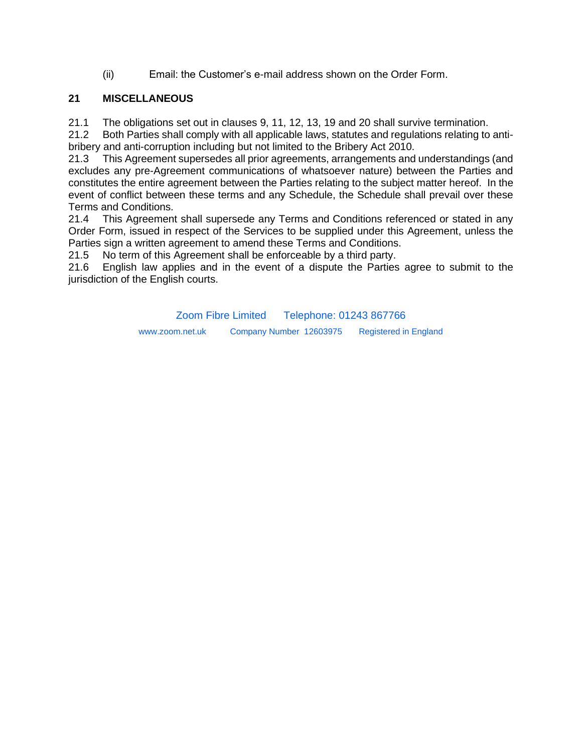(ii) Email: the Customer's e-mail address shown on the Order Form.

## 21 MISCELLANEOUS

21.1 The obligations set out in clauses 9, 11, 12, 13, 19 and 20 shall survive termination.

21.2 Both Parties shall comply with all applicable laws, statutes and regulations relating to anti-bribery and anti-corruption including but not limited to the Bribery Act 2010.

21.3 This Agreement supersedes all prior agreements, arrangements and understandings (and excludes any pre-Agreement communications of whatsoever nature) between the Parties and constitutes the entire agreement between the Parties relating to the subject matter hereof. In the event of conflict between these terms and any Schedule, the Schedule shall prevail over these Terms and Conditions.

21.4 This Agreement shall supersede any Terms and Conditions referenced or stated in any Order Form, issued in respect of the Services to be supplied under this Agreement, unless the Parties sign a written agreement to amend these Terms and Conditions.

21.5 No term of this Agreement shall be enforceable by a third party.

21.6 English law applies and in the event of a dispute the Parties agree to submit to the jurisdiction of the English courts.